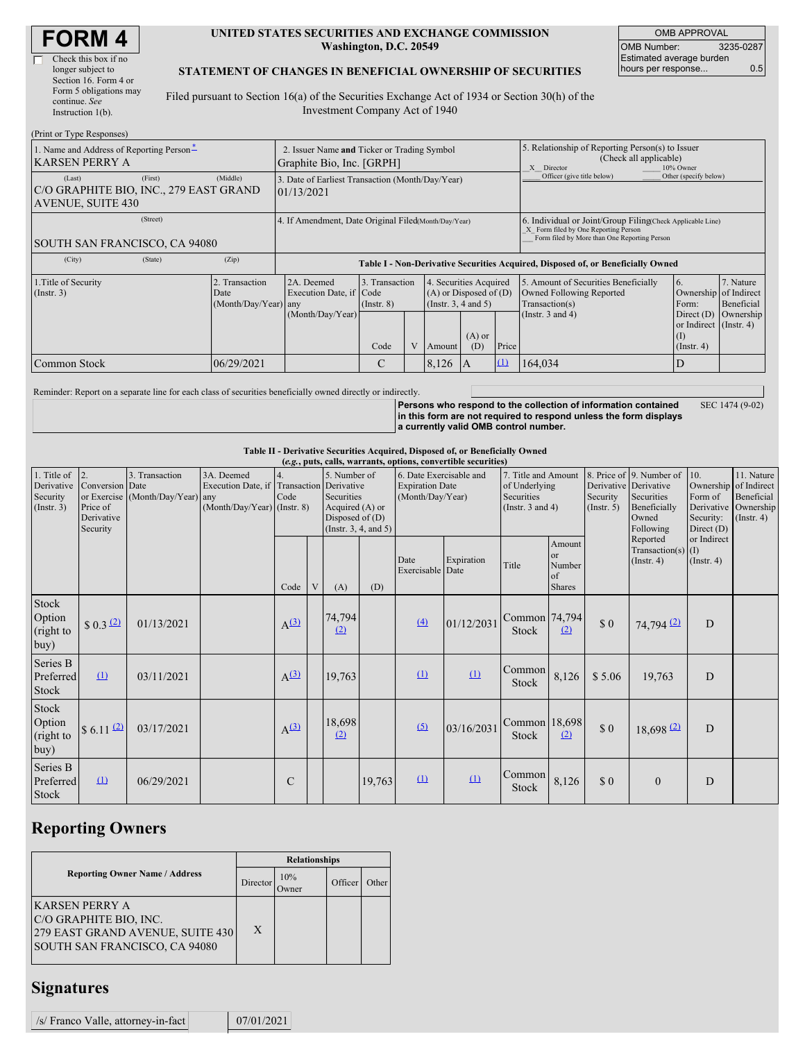# FORM 4

☐ Check this box if no longer subject to Section 16. Form 4 or Form 5 obligations may continue. *See* Instruction 1(b).

**UNITED STATES SECURITIES AND EXCHANGE COMMISSION**
**Washington, D.C. 20549**

**STATEMENT OF CHANGES IN BENEFICIAL OWNERSHIP OF SECURITIES**

Filed pursuant to Section 16(a) of the Securities Exchange Act of 1934 or Section 30(h) of the Investment Company Act of 1940

| OMB APPROVAL | |
|---|---|
| OMB Number: | 3235-0287 |
| Estimated average burden hours per response... | 0.5 |

(Print or Type Responses)

| | | |
|---|---|---|
| 1. Name and Address of Reporting Person[*] KARSEN PERRY A | 2. Issuer Name **and** Ticker or Trading Symbol Graphite Bio, Inc. [GRPH] | 5. Relationship of Reporting Person(s) to Issuer (Check all applicable) _X_ Director ___ 10% Owner ___ Officer (give title below) ___ Other (specify below) |
| (Last) (First) (Middle) C/O GRAPHITE BIO, INC., 279 EAST GRAND AVENUE, SUITE 430 | 3. Date of Earliest Transaction (Month/Day/Year) 01/13/2021 | |
| (Street) SOUTH SAN FRANCISCO, CA 94080 | 4. If Amendment, Date Original Filed(Month/Day/Year) | 6. Individual or Joint/Group Filing(Check Applicable Line) _X_ Form filed by One Reporting Person ___ Form filed by More than One Reporting Person |
| (City) (State) (Zip) | | |

**Table I - Non-Derivative Securities Acquired, Disposed of, or Beneficially Owned**

| 1.Title of Security (Instr. 3) | 2. Transaction Date (Month/Day/Year) | 2A. Deemed Execution Date, if any (Month/Day/Year) | 3. Transaction Code (Instr. 8) | | 4. Securities Acquired (A) or Disposed of (D) (Instr. 3, 4 and 5) | | | 5. Amount of Securities Beneficially Owned Following Reported Transaction(s) (Instr. 3 and 4) | 6. Ownership Form: Direct (D) or Indirect (I) (Instr. 4) | 7. Nature of Indirect Beneficial Ownership (Instr. 4) |
|---|---|---|---|---|---|---|---|---|---|---|
| | | | Code | V | Amount | (A) or (D) | Price | | | |
| Common Stock | 06/29/2021 | | C | | 8,126 | A | (1) | 164,034 | D | |

Reminder: Report on a separate line for each class of securities beneficially owned directly or indirectly.

**Persons who respond to the collection of information contained in this form are not required to respond unless the form displays a currently valid OMB control number.** SEC 1474 (9-02)

**Table II - Derivative Securities Acquired, Disposed of, or Beneficially Owned**
***(e.g., puts, calls, warrants, options, convertible securities)***

| 1. Title of Derivative Security (Instr. 3) | 2. Conversion or Exercise Price of Derivative Security | 3. Transaction Date (Month/Day/Year) | 3A. Deemed Execution Date, if any (Month/Day/Year) | 4. Transaction Code (Instr. 8) | | 5. Number of Derivative Securities Acquired (A) or Disposed of (D) (Instr. 3, 4, and 5) | | 6. Date Exercisable and Expiration Date (Month/Day/Year) | | 7. Title and Amount of Underlying Securities (Instr. 3 and 4) | | 8. Price of Derivative Security (Instr. 5) | 9. Number of Derivative Securities Beneficially Owned Following Reported Transaction(s) (Instr. 4) | 10. Ownership Form of Derivative Security: Direct (D) or Indirect (I) (Instr. 4) | 11. Nature of Indirect Beneficial Ownership (Instr. 4) |
|---|---|---|---|---|---|---|---|---|---|---|---|---|---|---|---|
| | | | | Code | V | (A) | (D) | Date Exercisable | Expiration Date | Title | Amount or Number of Shares | | | | |
| Stock Option (right to buy) | $ 0.3 (2) | 01/13/2021 | | A(3) | | 74,794 (2) | | (4) | 01/12/2031 | Common Stock | 74,794 (2) | $ 0 | 74,794 (2) | D | |
| Series B Preferred Stock | (1) | 03/11/2021 | | A(3) | | 19,763 | | (1) | (1) | Common Stock | 8,126 | $ 5.06 | 19,763 | D | |
| Stock Option (right to buy) | $ 6.11 (2) | 03/17/2021 | | A(3) | | 18,698 (2) | | (5) | 03/16/2031 | Common Stock | 18,698 (2) | $ 0 | 18,698 (2) | D | |
| Series B Preferred Stock | (1) | 06/29/2021 | | C | | | 19,763 | (1) | (1) | Common Stock | 8,126 | $ 0 | 0 | D | |

## Reporting Owners

| Reporting Owner Name / Address | Relationships | | | |
|---|---|---|---|---|
| | Director | 10% Owner | Officer | Other |
| KARSEN PERRY A C/O GRAPHITE BIO, INC. 279 EAST GRAND AVENUE, SUITE 430 SOUTH SAN FRANCISCO, CA 94080 | X | | | |

## Signatures

| | |
|---|---|
| /s/ Franco Valle, attorney-in-fact | 07/01/2021 |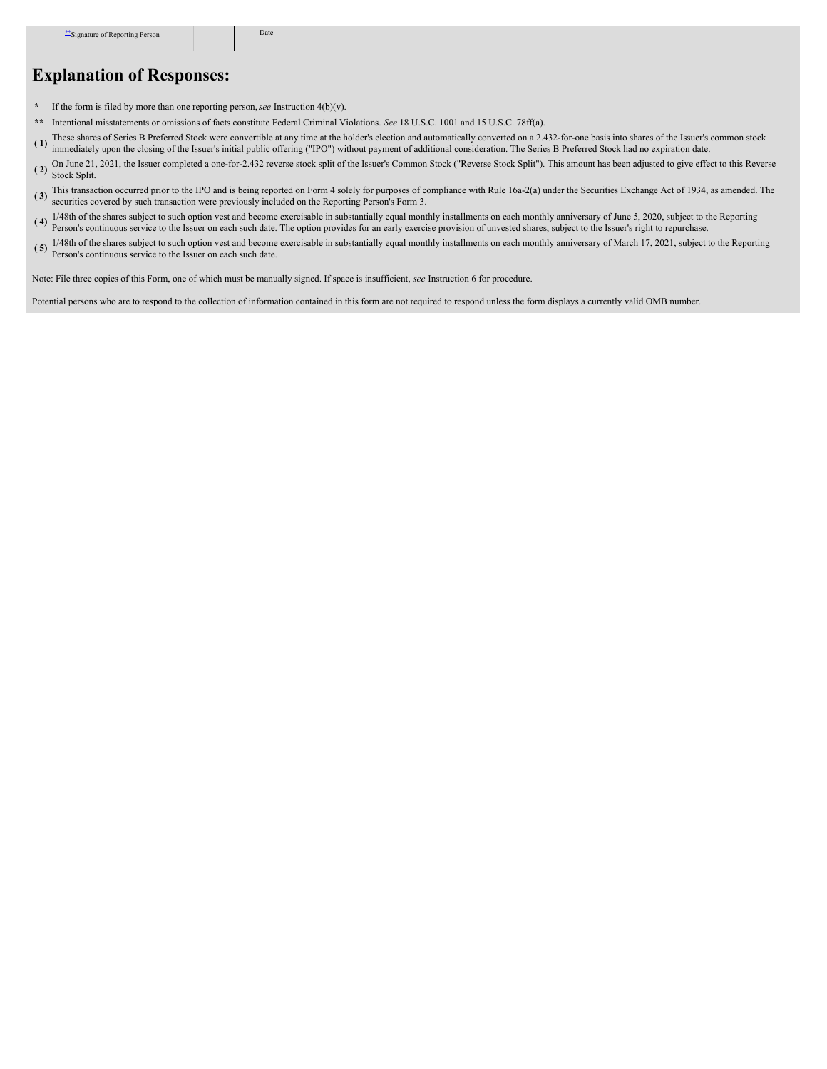| \*\*Signature of Reporting Person | | Date |
| --- | --- | --- |

## Explanation of Responses:

\* If the form is filed by more than one reporting person, *see* Instruction 4(b)(v).

\*\* Intentional misstatements or omissions of facts constitute Federal Criminal Violations. *See* 18 U.S.C. 1001 and 15 U.S.C. 78ff(a).

( 1) These shares of Series B Preferred Stock were convertible at any time at the holder's election and automatically converted on a 2.432-for-one basis into shares of the Issuer's common stock immediately upon the closing of the Issuer's initial public offering ("IPO") without payment of additional consideration. The Series B Preferred Stock had no expiration date.

( 2) On June 21, 2021, the Issuer completed a one-for-2.432 reverse stock split of the Issuer's Common Stock ("Reverse Stock Split"). This amount has been adjusted to give effect to this Reverse Stock Split.

( 3) This transaction occurred prior to the IPO and is being reported on Form 4 solely for purposes of compliance with Rule 16a-2(a) under the Securities Exchange Act of 1934, as amended. The securities covered by such transaction were previously included on the Reporting Person's Form 3.

( 4) 1/48th of the shares subject to such option vest and become exercisable in substantially equal monthly installments on each monthly anniversary of June 5, 2020, subject to the Reporting Person's continuous service to the Issuer on each such date. The option provides for an early exercise provision of unvested shares, subject to the Issuer's right to repurchase.

( 5) 1/48th of the shares subject to such option vest and become exercisable in substantially equal monthly installments on each monthly anniversary of March 17, 2021, subject to the Reporting Person's continuous service to the Issuer on each such date.

Note: File three copies of this Form, one of which must be manually signed. If space is insufficient, *see* Instruction 6 for procedure.

Potential persons who are to respond to the collection of information contained in this form are not required to respond unless the form displays a currently valid OMB number.